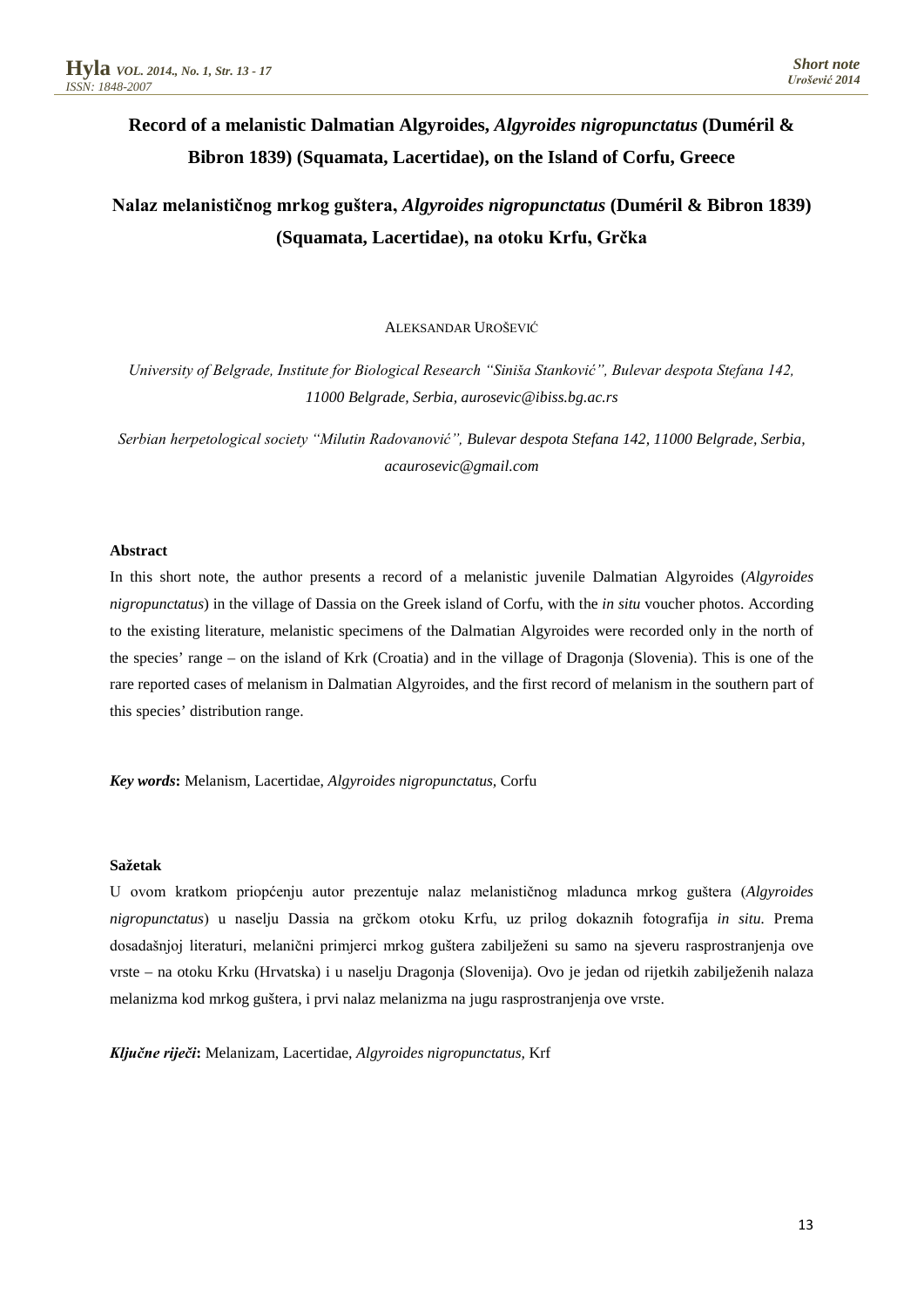# Record of a melanistic Dalmatian Algyroides, *Algyroides nigropunctatus* (Duméril & Bibron 1839) (Squamata, Lacertidae), on the Island of Corfu, Greece

# Nalaz melanističnog mrkog guštera, *Algyroides nigropunctatus* (Duméril & Bibron 1839) (Squamata, Lacertidae), na otoku Krfu, Grčka

ALEKSANDAR UROŠEVIĆ

*University of Belgrade, Institute for Biological Research "Siniša Stanković", Bulevar despota Stefana 142, 11000 Belgrade, Serbia, aurosevic@ibiss.bg.ac.rs*

*Serbian herpetological society "Milutin Radovanović", Bulevar despota Stefana 142, 11000 Belgrade, Serbia, acaurosevic@gmail.com*

**Abstract**

In this short note, the author presents a record of a melanistic juvenile Dalmatian Algyroides (*Algyroides nigropunctatus*) in the village of Dassia on the Greek island of Corfu, with the *in situ* voucher photos. According to the existing literature, melanistic specimens of the Dalmatian Algyroides were recorded only in the north of the species' range – on the island of Krk (Croatia) and in the village of Dragonja (Slovenia). This is one of the rare reported cases of melanism in Dalmatian Algyroides, and the first record of melanism in the southern part of this species' distribution range.

***Key words*:** Melanism, Lacertidae, *Algyroides nigropunctatus,* Corfu

**Sažetak**

U ovom kratkom priopćenju autor prezentuje nalaz melanističnog mladunca mrkog guštera (*Algyroides nigropunctatus*) u naselju Dassia na grčkom otoku Krfu, uz prilog dokaznih fotografija *in situ.* Prema dosadašnjoj literaturi, melanični primjerci mrkog guštera zabilježeni su samo na sjeveru rasprostranjenja ove vrste – na otoku Krku (Hrvatska) i u naselju Dragonja (Slovenija). Ovo je jedan od rijetkih zabilježenih nalaza melanizma kod mrkog guštera, i prvi nalaz melanizma na jugu rasprostranjenja ove vrste.

***Ključne riječi*:** Melanizam, Lacertidae, *Algyroides nigropunctatus,* Krf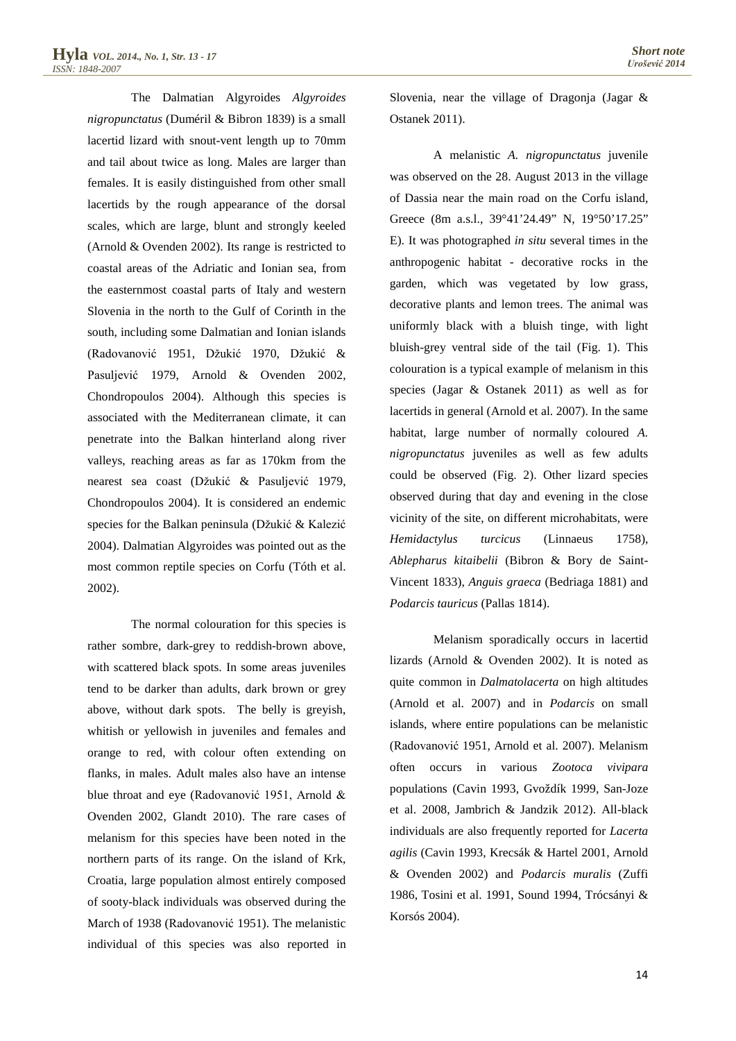The Dalmatian Algyroides *Algyroides nigropunctatus* (Duméril & Bibron 1839) is a small lacertid lizard with snout-vent length up to 70mm and tail about twice as long. Males are larger than females. It is easily distinguished from other small lacertids by the rough appearance of the dorsal scales, which are large, blunt and strongly keeled (Arnold & Ovenden 2002). Its range is restricted to coastal areas of the Adriatic and Ionian sea, from the easternmost coastal parts of Italy and western Slovenia in the north to the Gulf of Corinth in the south, including some Dalmatian and Ionian islands (Radovanović 1951, Džukić 1970, Džukić & Pasuljević 1979, Arnold & Ovenden 2002, Chondropoulos 2004). Although this species is associated with the Mediterranean climate, it can penetrate into the Balkan hinterland along river valleys, reaching areas as far as 170km from the nearest sea coast (Džukić & Pasuljević 1979, Chondropoulos 2004). It is considered an endemic species for the Balkan peninsula (Džukić & Kalezić 2004). Dalmatian Algyroides was pointed out as the most common reptile species on Corfu (Tóth et al. 2002).

The normal colouration for this species is rather sombre, dark-grey to reddish-brown above, with scattered black spots. In some areas juveniles tend to be darker than adults, dark brown or grey above, without dark spots. The belly is greyish, whitish or yellowish in juveniles and females and orange to red, with colour often extending on flanks, in males. Adult males also have an intense blue throat and eye (Radovanović 1951, Arnold & Ovenden 2002, Glandt 2010). The rare cases of melanism for this species have been noted in the northern parts of its range. On the island of Krk, Croatia, large population almost entirely composed of sooty-black individuals was observed during the March of 1938 (Radovanović 1951). The melanistic individual of this species was also reported in Slovenia, near the village of Dragonja (Jagar & Ostanek 2011).

A melanistic *A. nigropunctatus* juvenile was observed on the 28. August 2013 in the village of Dassia near the main road on the Corfu island, Greece (8m a.s.l., 39°41'24.49" N, 19°50'17.25" E). It was photographed *in situ* several times in the anthropogenic habitat - decorative rocks in the garden, which was vegetated by low grass, decorative plants and lemon trees. The animal was uniformly black with a bluish tinge, with light bluish-grey ventral side of the tail (Fig. 1). This colouration is a typical example of melanism in this species (Jagar & Ostanek 2011) as well as for lacertids in general (Arnold et al. 2007). In the same habitat, large number of normally coloured *A. nigropunctatus* juveniles as well as few adults could be observed (Fig. 2). Other lizard species observed during that day and evening in the close vicinity of the site, on different microhabitats, were *Hemidactylus turcicus* (Linnaeus 1758), *Ablepharus kitaibelii* (Bibron & Bory de Saint-Vincent 1833), *Anguis graeca* (Bedriaga 1881) and *Podarcis tauricus* (Pallas 1814).

Melanism sporadically occurs in lacertid lizards (Arnold & Ovenden 2002). It is noted as quite common in *Dalmatolacerta* on high altitudes (Arnold et al. 2007) and in *Podarcis* on small islands, where entire populations can be melanistic (Radovanović 1951, Arnold et al. 2007). Melanism often occurs in various *Zootoca vivipara* populations (Cavin 1993, Gvoždík 1999, San-Joze et al. 2008, Jambrich & Jandzik 2012). All-black individuals are also frequently reported for *Lacerta agilis* (Cavin 1993, Krecsák & Hartel 2001, Arnold & Ovenden 2002) and *Podarcis muralis* (Zuffi 1986, Tosini et al. 1991, Sound 1994, Trócsányi & Korsós 2004).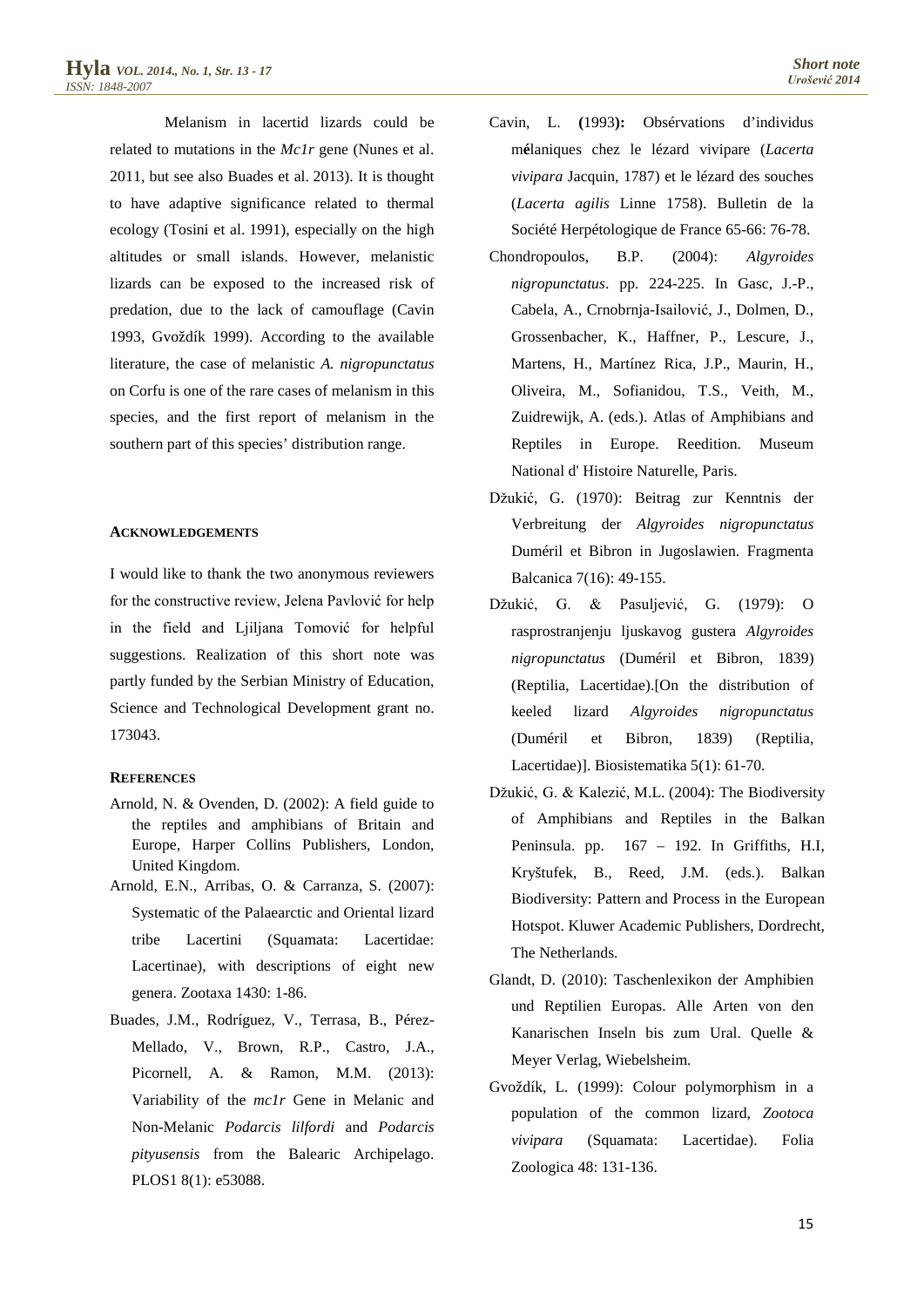Melanism in lacertid lizards could be related to mutations in the *Mc1r* gene (Nunes et al. 2011, but see also Buades et al. 2013). It is thought to have adaptive significance related to thermal ecology (Tosini et al. 1991), especially on the high altitudes or small islands. However, melanistic lizards can be exposed to the increased risk of predation, due to the lack of camouflage (Cavin 1993, Gvoždík 1999). According to the available literature, the case of melanistic *A. nigropunctatus* on Corfu is one of the rare cases of melanism in this species, and the first report of melanism in the southern part of this species' distribution range.

#### ACKNOWLEDGEMENTS

I would like to thank the two anonymous reviewers for the constructive review, Jelena Pavlović for help in the field and Ljiljana Tomović for helpful suggestions. Realization of this short note was partly funded by the Serbian Ministry of Education, Science and Technological Development grant no. 173043.

#### REFERENCES

Arnold, N. & Ovenden, D. (2002): A field guide to the reptiles and amphibians of Britain and Europe, Harper Collins Publishers, London, United Kingdom.

Arnold, E.N., Arribas, O. & Carranza, S. (2007): Systematic of the Palaearctic and Oriental lizard tribe Lacertini (Squamata: Lacertidae: Lacertinae), with descriptions of eight new genera. Zootaxa 1430: 1-86.

Buades, J.M., Rodríguez, V., Terrasa, B., Pérez-Mellado, V., Brown, R.P., Castro, J.A., Picornell, A. & Ramon, M.M. (2013): Variability of the *mc1r* Gene in Melanic and Non-Melanic *Podarcis lilfordi* and *Podarcis pityusensis* from the Balearic Archipelago. PLOS1 8(1): e53088.

Cavin, L. **(**1993**):** Obsérvations d'individus m**é**laniques chez le lézard vivipare (*Lacerta vivipara* Jacquin, 1787) et le lézard des souches (*Lacerta agilis* Linne 1758). Bulletin de la Société Herpétologique de France 65-66: 76-78.

Chondropoulos, B.P. (2004): *Algyroides nigropunctatus*. pp. 224-225. In Gasc, J.-P., Cabela, A., Crnobrnja-Isailović, J., Dolmen, D., Grossenbacher, K., Haffner, P., Lescure, J., Martens, H., Martínez Rica, J.P., Maurin, H., Oliveira, M., Sofianidou, T.S., Veith, M., Zuidrewijk, A. (eds.). Atlas of Amphibians and Reptiles in Europe. Reedition. Museum National d' Histoire Naturelle, Paris.

Džukić, G. (1970): Beitrag zur Kenntnis der Verbreitung der *Algyroides nigropunctatus* Duméril et Bibron in Jugoslawien. Fragmenta Balcanica 7(16): 49-155.

Džukić, G. & Pasuljević, G. (1979): O rasprostranjenju ljuskavog gustera *Algyroides nigropunctatus* (Duméril et Bibron, 1839) (Reptilia, Lacertidae).[On the distribution of keeled lizard *Algyroides nigropunctatus* (Duméril et Bibron, 1839) (Reptilia, Lacertidae)]. Biosistematika 5(1): 61-70.

Džukić, G. & Kalezić, M.L. (2004): The Biodiversity of Amphibians and Reptiles in the Balkan Peninsula. pp. 167 – 192. In Griffiths, H.I, Kryštufek, B., Reed, J.M. (eds.). Balkan Biodiversity: Pattern and Process in the European Hotspot. Kluwer Academic Publishers, Dordrecht, The Netherlands.

Glandt, D. (2010): Taschenlexikon der Amphibien und Reptilien Europas. Alle Arten von den Kanarischen Inseln bis zum Ural. Quelle & Meyer Verlag, Wiebelsheim.

Gvoždík, L. (1999): Colour polymorphism in a population of the common lizard, *Zootoca vivipara* (Squamata: Lacertidae). Folia Zoologica 48: 131-136.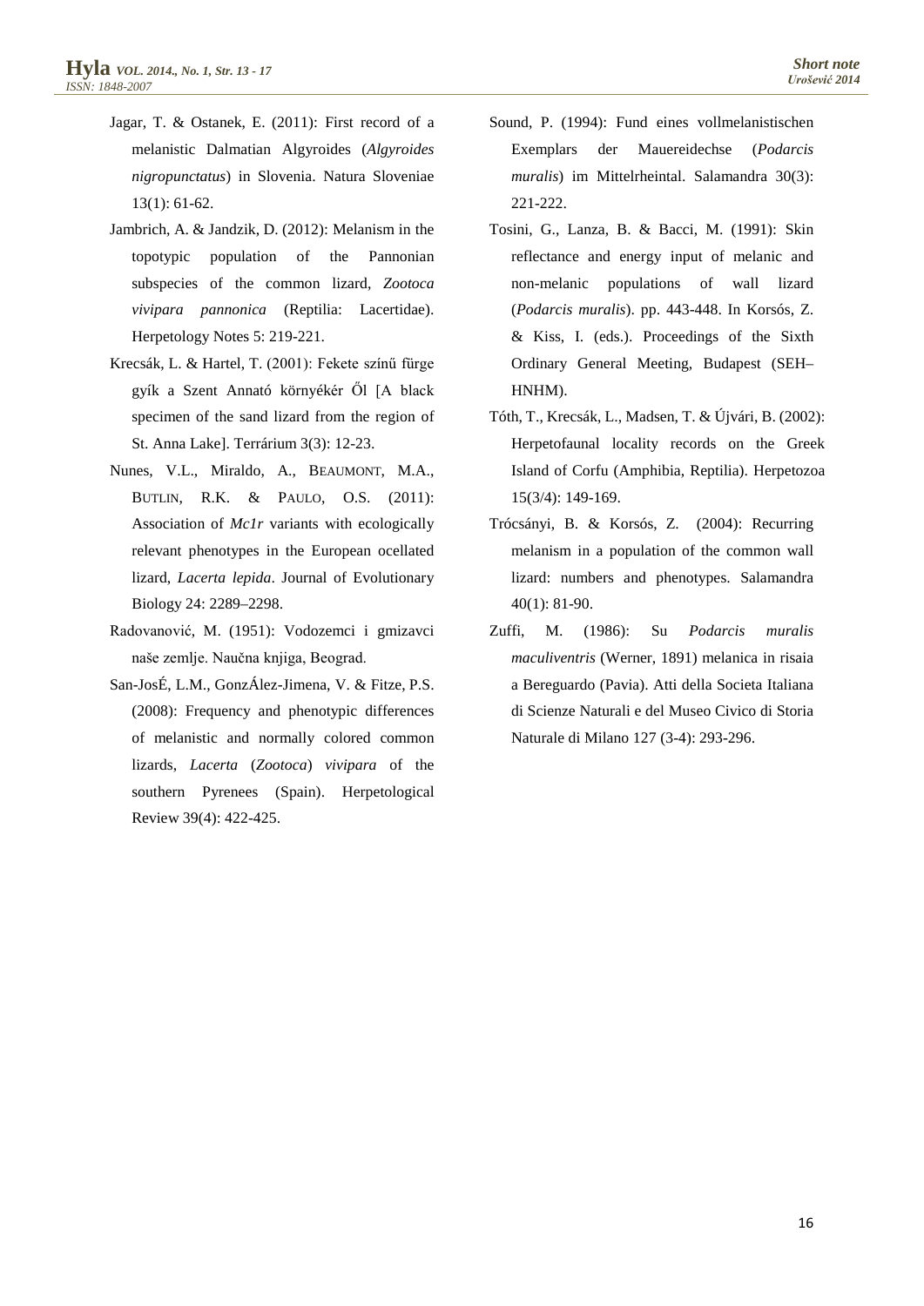Jagar, T. & Ostanek, E. (2011): First record of a melanistic Dalmatian Algyroides (*Algyroides nigropunctatus*) in Slovenia. Natura Sloveniae 13(1): 61-62.

Jambrich, A. & Jandzik, D. (2012): Melanism in the topotypic population of the Pannonian subspecies of the common lizard, *Zootoca vivipara pannonica* (Reptilia: Lacertidae). Herpetology Notes 5: 219-221.

Krecsák, L. & Hartel, T. (2001): Fekete színű fürge gyík a Szent Annató környékér Ől [A black specimen of the sand lizard from the region of St. Anna Lake]. Terrárium 3(3): 12-23.

Nunes, V.L., Miraldo, A., Beaumont, M.A., Butlin, R.K. & Paulo, O.S. (2011): Association of *Mc1r* variants with ecologically relevant phenotypes in the European ocellated lizard, *Lacerta lepida*. Journal of Evolutionary Biology 24: 2289–2298.

Radovanović, M. (1951): Vodozemci i gmizavci naše zemlje. Naučna knjiga, Beograd.

San-JosÉ, L.M., GonzÁlez-Jimena, V. & Fitze, P.S. (2008): Frequency and phenotypic differences of melanistic and normally colored common lizards, *Lacerta* (*Zootoca*) *vivipara* of the southern Pyrenees (Spain). Herpetological Review 39(4): 422-425.

Sound, P. (1994): Fund eines vollmelanistischen Exemplars der Mauereidechse (*Podarcis muralis*) im Mittelrheintal. Salamandra 30(3): 221-222.

Tosini, G., Lanza, B. & Bacci, M. (1991): Skin reflectance and energy input of melanic and non-melanic populations of wall lizard (*Podarcis muralis*). pp. 443-448. In Korsós, Z. & Kiss, I. (eds.). Proceedings of the Sixth Ordinary General Meeting, Budapest (SEH–HNHM).

Tóth, T., Krecsák, L., Madsen, T. & Újvári, B. (2002): Herpetofaunal locality records on the Greek Island of Corfu (Amphibia, Reptilia). Herpetozoa 15(3/4): 149-169.

Trócsányi, B. & Korsós, Z. (2004): Recurring melanism in a population of the common wall lizard: numbers and phenotypes. Salamandra 40(1): 81-90.

Zuffi, M. (1986): Su *Podarcis muralis maculiventris* (Werner, 1891) melanica in risaia a Bereguardo (Pavia). Atti della Societa Italiana di Scienze Naturali e del Museo Civico di Storia Naturale di Milano 127 (3-4): 293-296.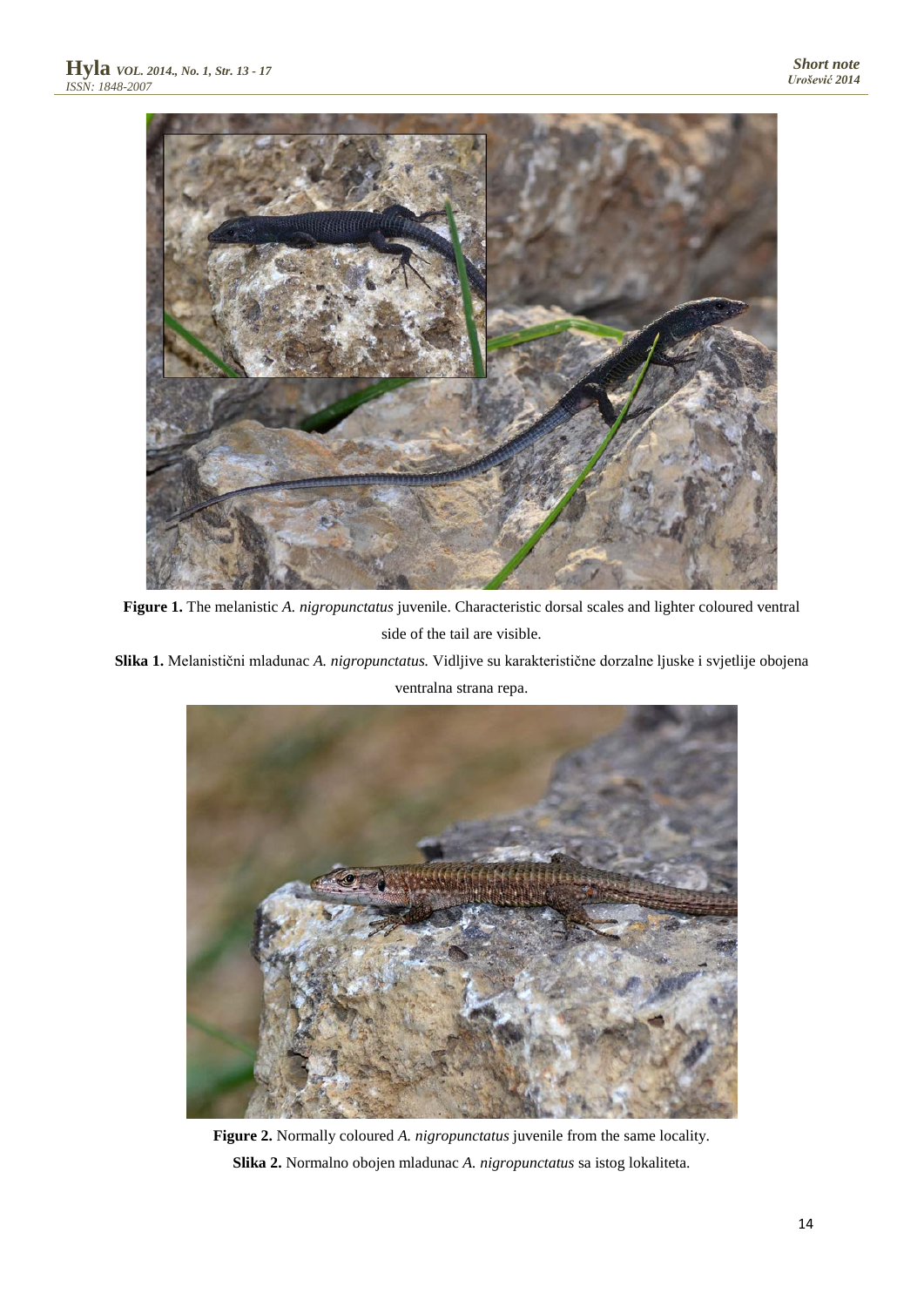**Figure 1.** The melanistic *A. nigropunctatus* juvenile. Characteristic dorsal scales and lighter coloured ventral side of the tail are visible.

**Slika 1.** Melanistični mladunac *A. nigropunctatus.* Vidljive su karakteristične dorzalne ljuske i svjetlije obojena ventralna strana repa.

**Figure 2.** Normally coloured *A. nigropunctatus* juvenile from the same locality.

**Slika 2.** Normalno obojen mladunac *A. nigropunctatus* sa istog lokaliteta.